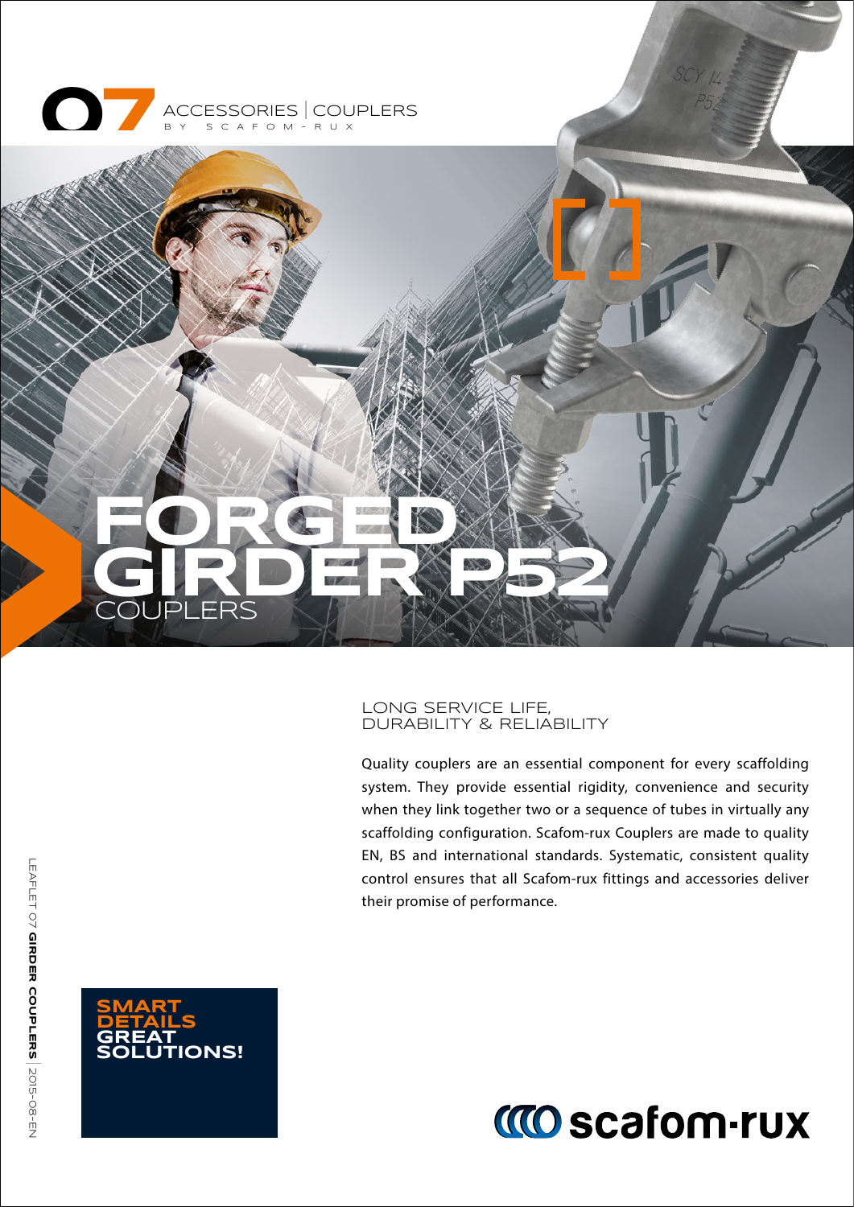07 ACCESSORIES | COUPLERS
BY SCAFOM-RUX

# FORGED GIRDER P52

## COUPLERS

### LONG SERVICE LIFE, DURABILITY & RELIABILITY

Quality couplers are an essential component for every scaffolding system. They provide essential rigidity, convenience and security when they link together two or a sequence of tubes in virtually any scaffolding configuration. Scafom-rux Couplers are made to quality EN, BS and international standards. Systematic, consistent quality control ensures that all Scafom-rux fittings and accessories deliver their promise of performance.

**SMART DETAILS GREAT SOLUTIONS!**

scafom-rux

LEAFLET 07 **GIRDER COUPLERS** | 2015-08-EN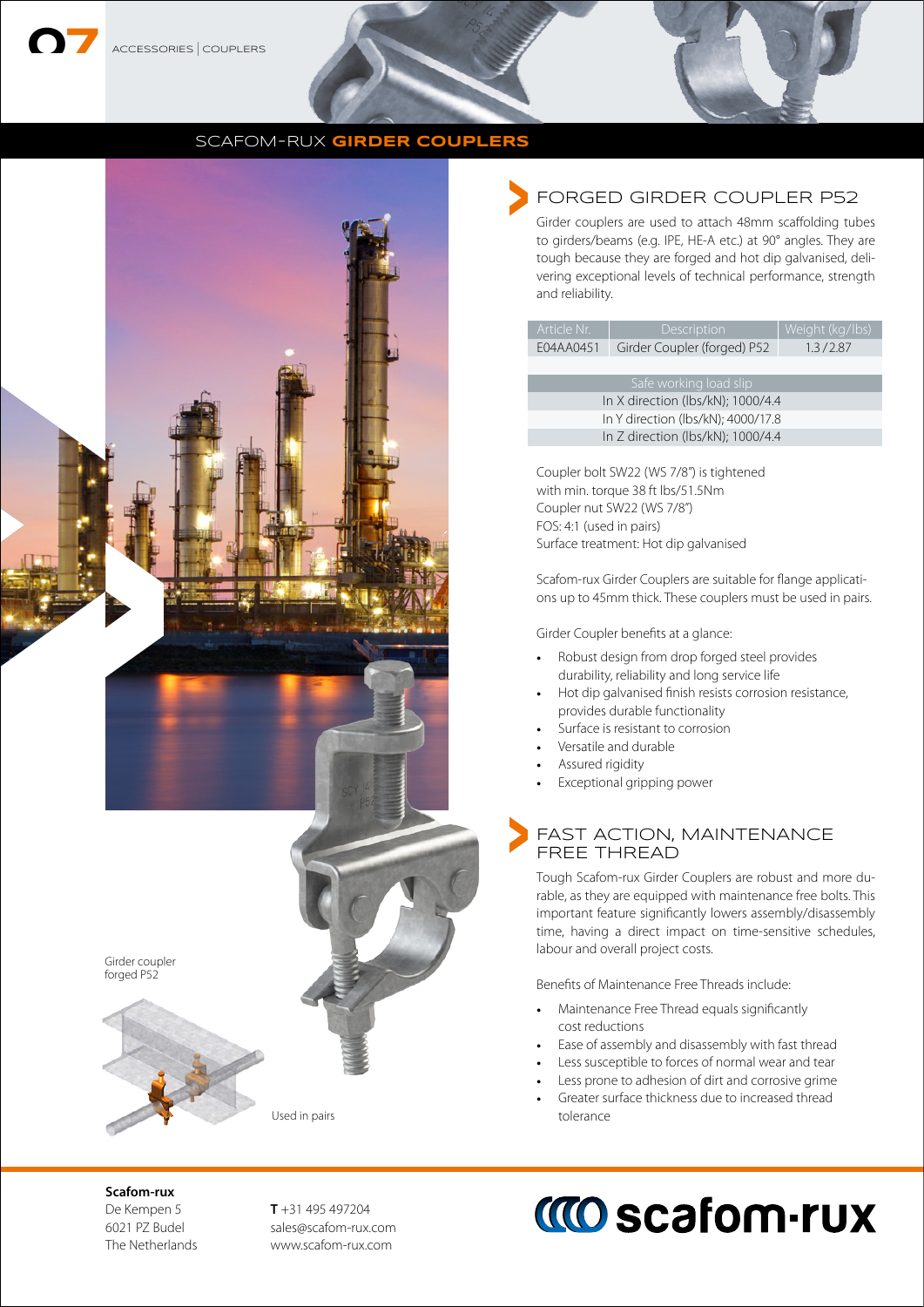## SCAFOM-RUX **GIRDER COUPLERS**

## FORGED GIRDER COUPLER P52

Girder couplers are used to attach 48mm scaffolding tubes to girders/beams (e.g. IPE, HE-A etc.) at 90° angles. They are tough because they are forged and hot dip galvanised, delivering exceptional levels of technical performance, strength and reliability.

| Article Nr. | Description | Weight (kg/lbs) |
|---|---|---|
| E04AA0451 | Girder Coupler (forged) P52 | 1.3 / 2.87 |

| Safe working load slip |
|---|
| In X direction (lbs/kN); 1000/4.4 |
| In Y direction (lbs/kN); 4000/17.8 |
| In Z direction (lbs/kN); 1000/4.4 |

Coupler bolt SW22 (WS 7/8") is tightened with min. torque 38 ft lbs/51.5Nm
Coupler nut SW22 (WS 7/8")
FOS: 4:1 (used in pairs)
Surface treatment: Hot dip galvanised

Scafom-rux Girder Couplers are suitable for flange applications up to 45mm thick. These couplers must be used in pairs.

Girder Coupler benefits at a glance:

- Robust design from drop forged steel provides durability, reliability and long service life
- Hot dip galvanised finish resists corrosion resistance, provides durable functionality
- Surface is resistant to corrosion
- Versatile and durable
- Assured rigidity
- Exceptional gripping power

## FAST ACTION, MAINTENANCE FREE THREAD

Tough Scafom-rux Girder Couplers are robust and more durable, as they are equipped with maintenance free bolts. This important feature significantly lowers assembly/disassembly time, having a direct impact on time-sensitive schedules, labour and overall project costs.

Benefits of Maintenance Free Threads include:

- Maintenance Free Thread equals significantly cost reductions
- Ease of assembly and disassembly with fast thread
- Less susceptible to forces of normal wear and tear
- Less prone to adhesion of dirt and corrosive grime
- Greater surface thickness due to increased thread tolerance

Girder coupler forged P52

Used in pairs

**Scafom-rux**
De Kempen 5
6021 PZ Budel
The Netherlands

**T** +31 495 497204
sales@scafom-rux.com
www.scafom-rux.com